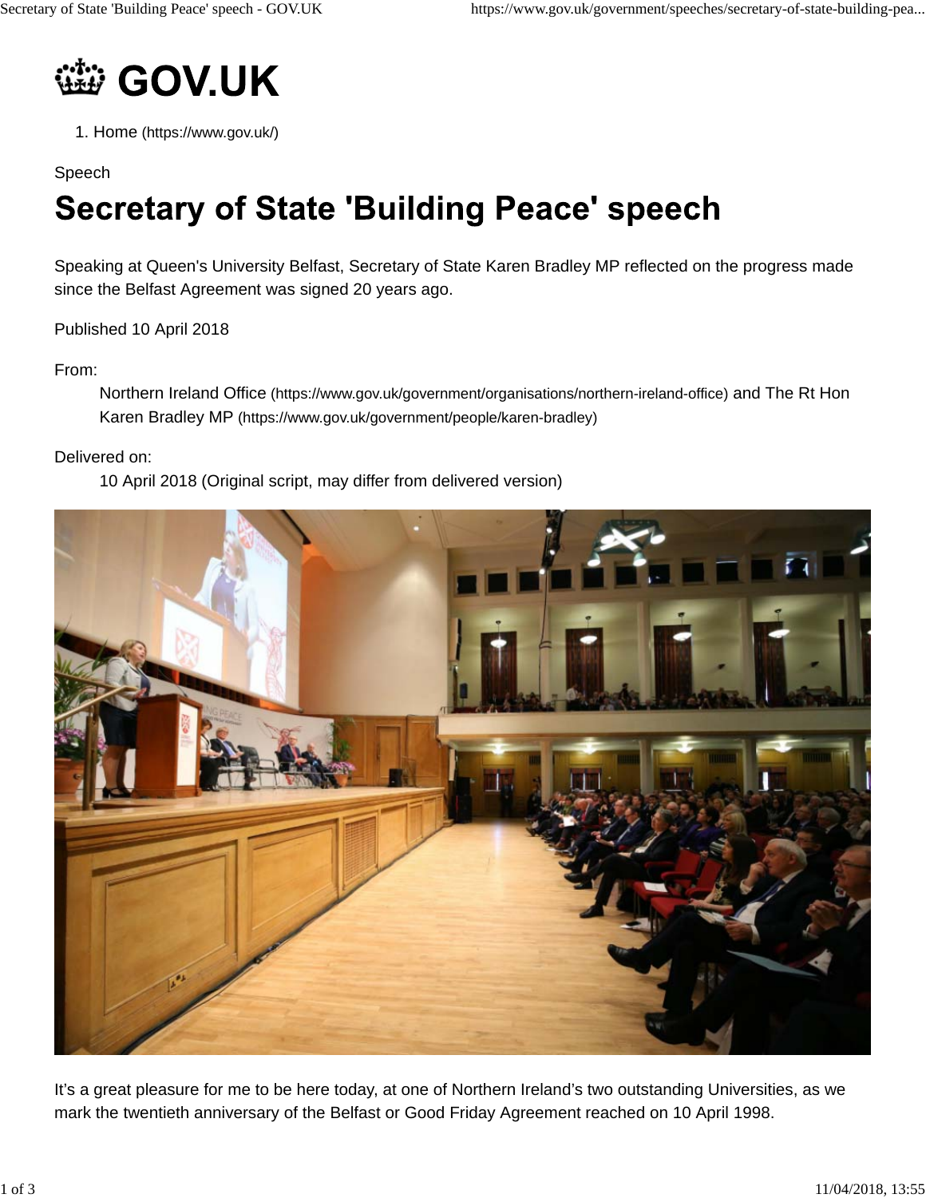# GOV.UK

1. Home (https://www.gov.uk/)

Speech

# Secretary of State 'Building Peace' speech

Speaking at Queen's University Belfast, Secretary of State Karen Bradley MP reflected on the progress made since the Belfast Agreement was signed 20 years ago.

Published 10 April 2018

From:
: Northern Ireland Office (https://www.gov.uk/government/organisations/northern-ireland-office) and The Rt Hon Karen Bradley MP (https://www.gov.uk/government/people/karen-bradley)

Delivered on:
: 10 April 2018 (Original script, may differ from delivered version)

It's a great pleasure for me to be here today, at one of Northern Ireland's two outstanding Universities, as we mark the twentieth anniversary of the Belfast or Good Friday Agreement reached on 10 April 1998.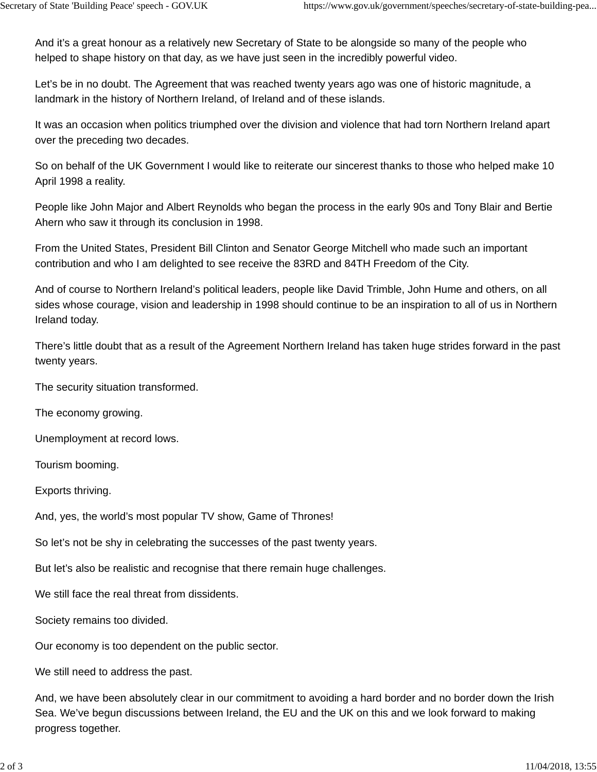And it's a great honour as a relatively new Secretary of State to be alongside so many of the people who helped to shape history on that day, as we have just seen in the incredibly powerful video.

Let's be in no doubt. The Agreement that was reached twenty years ago was one of historic magnitude, a landmark in the history of Northern Ireland, of Ireland and of these islands.

It was an occasion when politics triumphed over the division and violence that had torn Northern Ireland apart over the preceding two decades.

So on behalf of the UK Government I would like to reiterate our sincerest thanks to those who helped make 10 April 1998 a reality.

People like John Major and Albert Reynolds who began the process in the early 90s and Tony Blair and Bertie Ahern who saw it through its conclusion in 1998.

From the United States, President Bill Clinton and Senator George Mitchell who made such an important contribution and who I am delighted to see receive the 83RD and 84TH Freedom of the City.

And of course to Northern Ireland's political leaders, people like David Trimble, John Hume and others, on all sides whose courage, vision and leadership in 1998 should continue to be an inspiration to all of us in Northern Ireland today.

There's little doubt that as a result of the Agreement Northern Ireland has taken huge strides forward in the past twenty years.

The security situation transformed.

The economy growing.

Unemployment at record lows.

Tourism booming.

Exports thriving.

And, yes, the world's most popular TV show, Game of Thrones!

So let's not be shy in celebrating the successes of the past twenty years.

But let's also be realistic and recognise that there remain huge challenges.

We still face the real threat from dissidents.

Society remains too divided.

Our economy is too dependent on the public sector.

We still need to address the past.

And, we have been absolutely clear in our commitment to avoiding a hard border and no border down the Irish Sea. We've begun discussions between Ireland, the EU and the UK on this and we look forward to making progress together.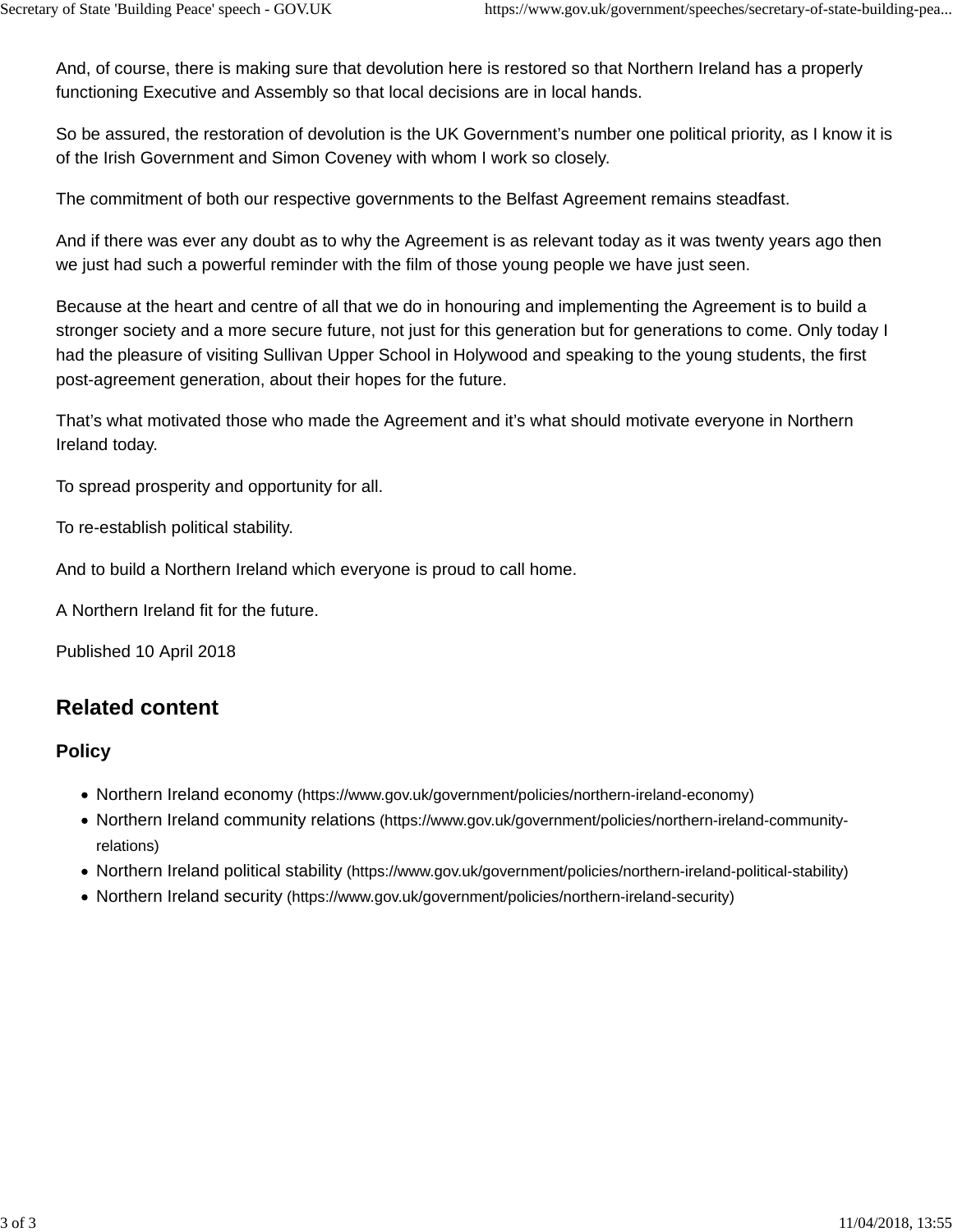And, of course, there is making sure that devolution here is restored so that Northern Ireland has a properly functioning Executive and Assembly so that local decisions are in local hands.

So be assured, the restoration of devolution is the UK Government's number one political priority, as I know it is of the Irish Government and Simon Coveney with whom I work so closely.

The commitment of both our respective governments to the Belfast Agreement remains steadfast.

And if there was ever any doubt as to why the Agreement is as relevant today as it was twenty years ago then we just had such a powerful reminder with the film of those young people we have just seen.

Because at the heart and centre of all that we do in honouring and implementing the Agreement is to build a stronger society and a more secure future, not just for this generation but for generations to come. Only today I had the pleasure of visiting Sullivan Upper School in Holywood and speaking to the young students, the first post-agreement generation, about their hopes for the future.

That's what motivated those who made the Agreement and it's what should motivate everyone in Northern Ireland today.

To spread prosperity and opportunity for all.

To re-establish political stability.

And to build a Northern Ireland which everyone is proud to call home.

A Northern Ireland fit for the future.

Published 10 April 2018

## Related content

### Policy

- Northern Ireland economy (https://www.gov.uk/government/policies/northern-ireland-economy)
- Northern Ireland community relations (https://www.gov.uk/government/policies/northern-ireland-community-relations)
- Northern Ireland political stability (https://www.gov.uk/government/policies/northern-ireland-political-stability)
- Northern Ireland security (https://www.gov.uk/government/policies/northern-ireland-security)